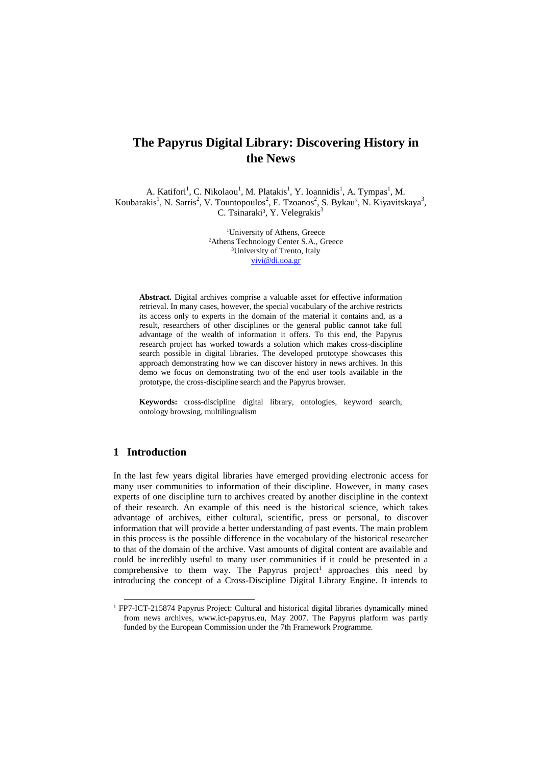# The Papyrus Digital Library: Discovering History in the News

A. Katifori[1], C. Nikolaou[1], M. Platakis[1], Y. Ioannidis[1], A. Tympas[1], M. Koubarakis[1], N. Sarris[2], V. Tountopoulos[2], E. Tzoanos[2], S. Bykau[3], N. Kiyavitskaya[3], C. Tsinaraki[3], Y. Velegrakis[3]

[1]University of Athens, Greece
[2]Athens Technology Center S.A., Greece
[3]University of Trento, Italy
vivi@di.uoa.gr

**Abstract.** Digital archives comprise a valuable asset for effective information retrieval. In many cases, however, the special vocabulary of the archive restricts its access only to experts in the domain of the material it contains and, as a result, researchers of other disciplines or the general public cannot take full advantage of the wealth of information it offers. To this end, the Papyrus research project has worked towards a solution which makes cross-discipline search possible in digital libraries. The developed prototype showcases this approach demonstrating how we can discover history in news archives. In this demo we focus on demonstrating two of the end user tools available in the prototype, the cross-discipline search and the Papyrus browser.

**Keywords:** cross-discipline digital library, ontologies, keyword search, ontology browsing, multilingualism

## 1 Introduction

In the last few years digital libraries have emerged providing electronic access for many user communities to information of their discipline. However, in many cases experts of one discipline turn to archives created by another discipline in the context of their research. An example of this need is the historical science, which takes advantage of archives, either cultural, scientific, press or personal, to discover information that will provide a better understanding of past events. The main problem in this process is the possible difference in the vocabulary of the historical researcher to that of the domain of the archive. Vast amounts of digital content are available and could be incredibly useful to many user communities if it could be presented in a comprehensive to them way. The Papyrus project[1] approaches this need by introducing the concept of a Cross-Discipline Digital Library Engine. It intends to

[1] FP7-ICT-215874 Papyrus Project: Cultural and historical digital libraries dynamically mined from news archives, www.ict-papyrus.eu, May 2007. The Papyrus platform was partly funded by the European Commission under the 7th Framework Programme.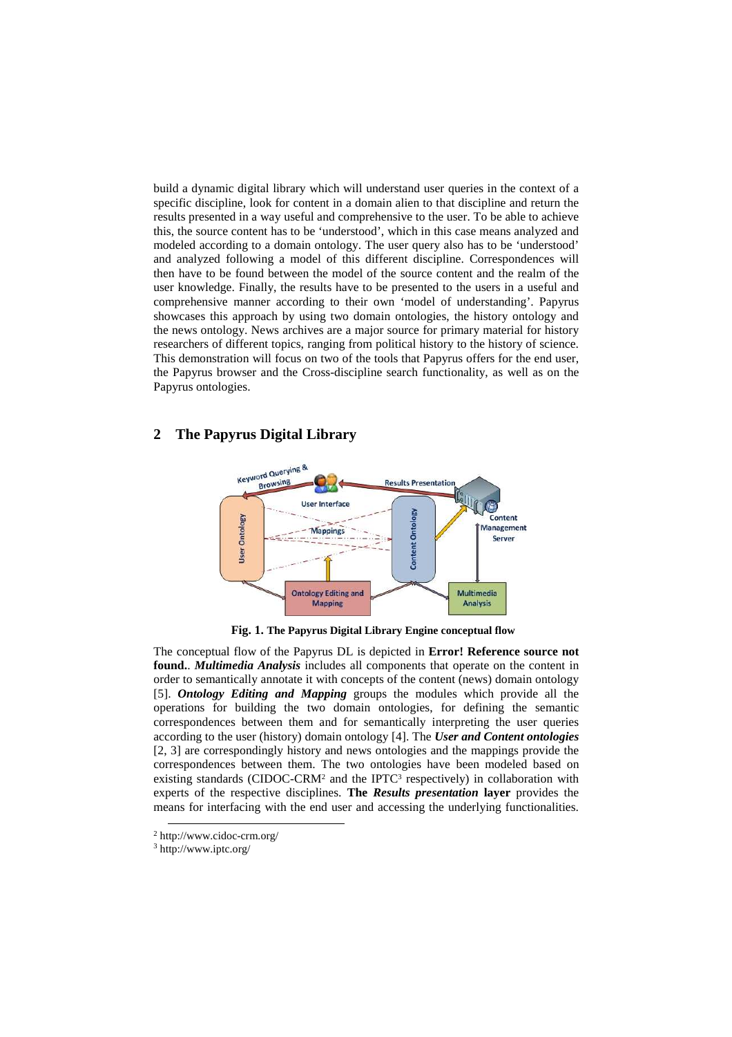build a dynamic digital library which will understand user queries in the context of a specific discipline, look for content in a domain alien to that discipline and return the results presented in a way useful and comprehensive to the user. To be able to achieve this, the source content has to be 'understood', which in this case means analyzed and modeled according to a domain ontology. The user query also has to be 'understood' and analyzed following a model of this different discipline. Correspondences will then have to be found between the model of the source content and the realm of the user knowledge. Finally, the results have to be presented to the users in a useful and comprehensive manner according to their own 'model of understanding'. Papyrus showcases this approach by using two domain ontologies, the history ontology and the news ontology. News archives are a major source for primary material for history researchers of different topics, ranging from political history to the history of science. This demonstration will focus on two of the tools that Papyrus offers for the end user, the Papyrus browser and the Cross-discipline search functionality, as well as on the Papyrus ontologies.

## 2 The Papyrus Digital Library

**Fig. 1. The Papyrus Digital Library Engine conceptual flow**

The conceptual flow of the Papyrus DL is depicted in **Error! Reference source not found.**. ***Multimedia Analysis*** includes all components that operate on the content in order to semantically annotate it with concepts of the content (news) domain ontology [5]. ***Ontology Editing and Mapping*** groups the modules which provide all the operations for building the two domain ontologies, for defining the semantic correspondences between them and for semantically interpreting the user queries according to the user (history) domain ontology [4]. The ***User and Content ontologies*** [2, 3] are correspondingly history and news ontologies and the mappings provide the correspondences between them. The two ontologies have been modeled based on existing standards (CIDOC-CRM[2] and the IPTC[3] respectively) in collaboration with experts of the respective disciplines. **The *Results presentation* layer** provides the means for interfacing with the end user and accessing the underlying functionalities.

[2] http://www.cidoc-crm.org/

[3] http://www.iptc.org/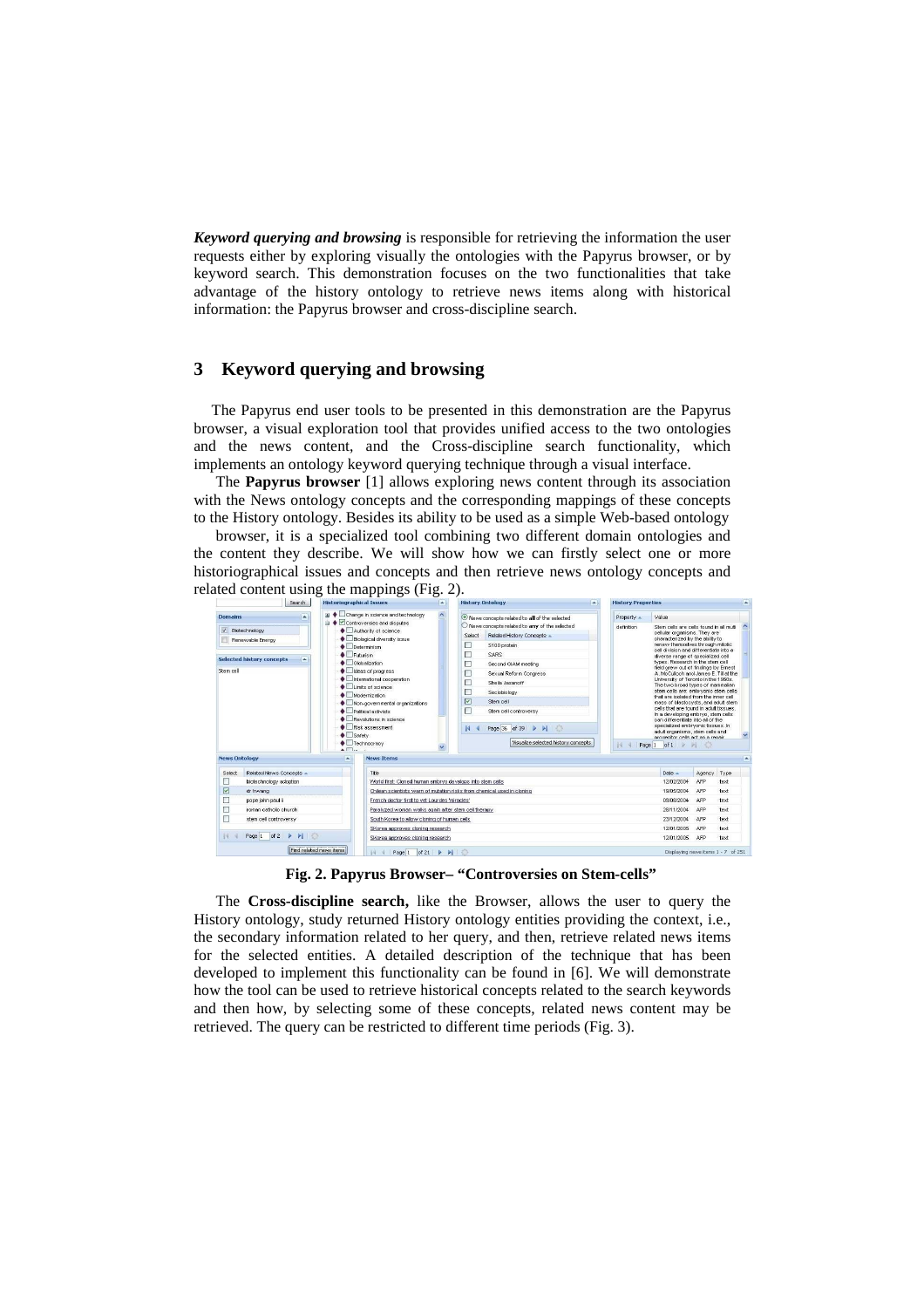***Keyword querying and browsing*** is responsible for retrieving the information the user requests either by exploring visually the ontologies with the Papyrus browser, or by keyword search. This demonstration focuses on the two functionalities that take advantage of the history ontology to retrieve news items along with historical information: the Papyrus browser and cross-discipline search.

## 3 Keyword querying and browsing

The Papyrus end user tools to be presented in this demonstration are the Papyrus browser, a visual exploration tool that provides unified access to the two ontologies and the news content, and the Cross-discipline search functionality, which implements an ontology keyword querying technique through a visual interface.

The **Papyrus browser** [1] allows exploring news content through its association with the News ontology concepts and the corresponding mappings of these concepts to the History ontology. Besides its ability to be used as a simple Web-based ontology browser, it is a specialized tool combining two different domain ontologies and the content they describe. We will show how we can firstly select one or more historiographical issues and concepts and then retrieve news ontology concepts and related content using the mappings (Fig. 2).

**Fig. 2. Papyrus Browser– "Controversies on Stem-cells"**

The **Cross-discipline search,** like the Browser, allows the user to query the History ontology, study returned History ontology entities providing the context, i.e., the secondary information related to her query, and then, retrieve related news items for the selected entities. A detailed description of the technique that has been developed to implement this functionality can be found in [6]. We will demonstrate how the tool can be used to retrieve historical concepts related to the search keywords and then how, by selecting some of these concepts, related news content may be retrieved. The query can be restricted to different time periods (Fig. 3).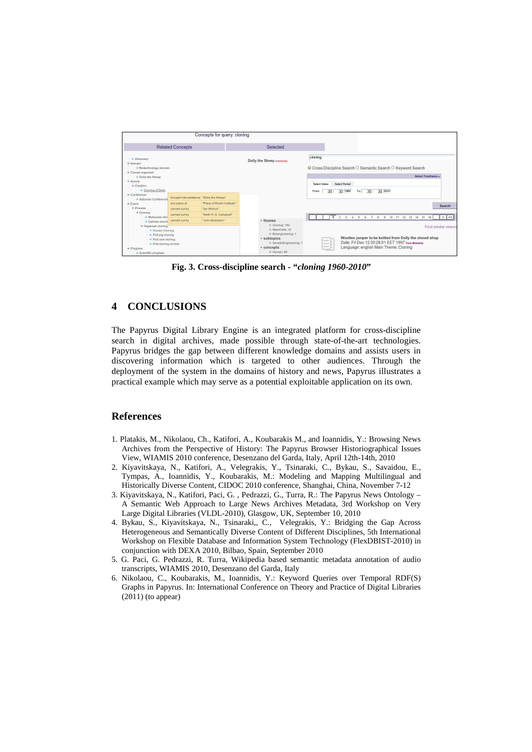Fig. 3. **Cross-discipline search - "*cloning 1960-2010*"**

## 4 CONCLUSIONS

The Papyrus Digital Library Engine is an integrated platform for cross-discipline search in digital archives, made possible through state-of-the-art technologies. Papyrus bridges the gap between different knowledge domains and assists users in discovering information which is targeted to other audiences. Through the deployment of the system in the domains of history and news, Papyrus illustrates a practical example which may serve as a potential exploitable application on its own.

## References

1. Platakis, M., Nikolaou, Ch., Katifori, A., Koubarakis M., and Ioannidis, Y.: Browsing News Archives from the Perspective of History: The Papyrus Browser Historiographical Issues View, WIAMIS 2010 conference, Desenzano del Garda, Italy, April 12th-14th, 2010
2. Kiyavitskaya, N., Katifori, A., Velegrakis, Y., Tsinaraki, C., Bykau, S., Savaidou, E., Tympas, A., Ioannidis, Y., Koubarakis, M.: Modeling and Mapping Multilingual and Historically Diverse Content, CIDOC 2010 conference, Shanghai, China, November 7-12
3. Kiyavitskaya, N., Katifori, Paci, G. , Pedrazzi, G., Turra, R.: The Papyrus News Ontology – A Semantic Web Approach to Large News Archives Metadata, 3rd Workshop on Very Large Digital Libraries (VLDL-2010), Glasgow, UK, September 10, 2010
4. Bykau, S., Kiyavitskaya, N., Tsinaraki,, C., Velegrakis, Y.: Bridging the Gap Across Heterogeneous and Semantically Diverse Content of Different Disciplines, 5th International Workshop on Flexible Database and Information System Technology (FlexDBIST-2010) in conjunction with DEXA 2010, Bilbao, Spain, September 2010
5. G. Paci, G. Pedrazzi, R. Turra, Wikipedia based semantic metadata annotation of audio transcripts, WIAMIS 2010, Desenzano del Garda, Italy
6. Nikolaou, C., Koubarakis, M., Ioannidis, Y.: Keyword Queries over Temporal RDF(S) Graphs in Papyrus. In: International Conference on Theory and Practice of Digital Libraries (2011) (to appear)